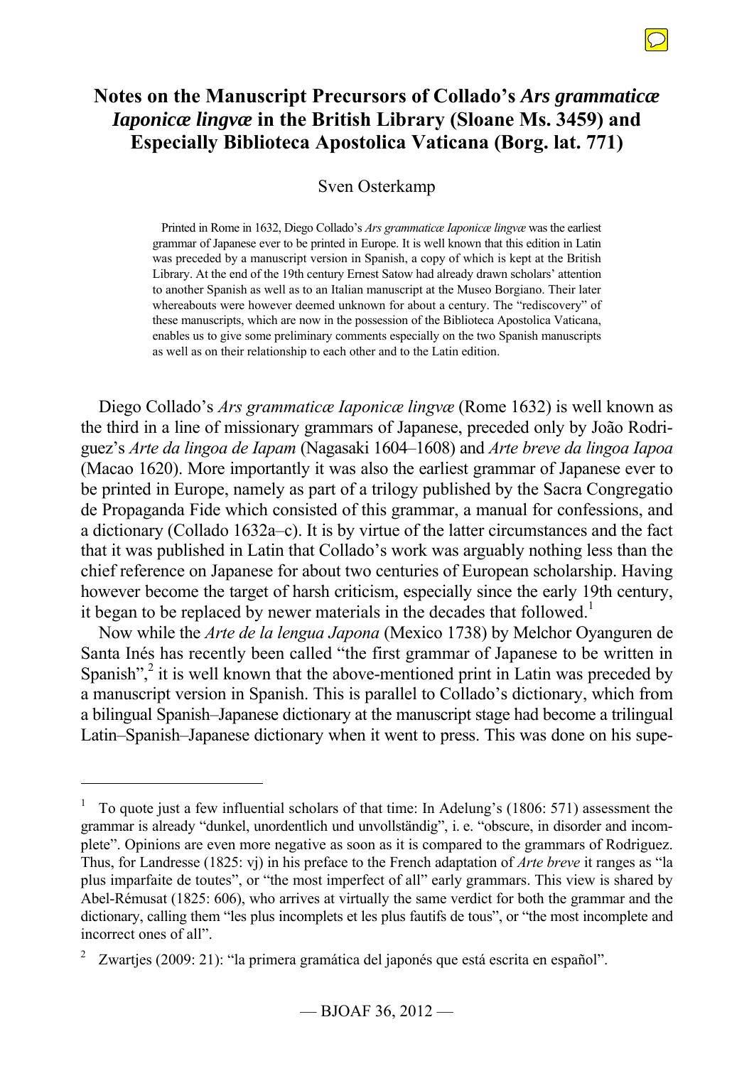# Notes on the Manuscript Precursors of Collado's *Ars grammaticæ Iaponicæ lingvæ* in the British Library (Sloane Ms. 3459) and Especially Biblioteca Apostolica Vaticana (Borg. lat. 771)

Sven Osterkamp

Printed in Rome in 1632, Diego Collado's *Ars grammaticæ Iaponicæ lingvæ* was the earliest grammar of Japanese ever to be printed in Europe. It is well known that this edition in Latin was preceded by a manuscript version in Spanish, a copy of which is kept at the British Library. At the end of the 19th century Ernest Satow had already drawn scholars' attention to another Spanish as well as to an Italian manuscript at the Museo Borgiano. Their later whereabouts were however deemed unknown for about a century. The "rediscovery" of these manuscripts, which are now in the possession of the Biblioteca Apostolica Vaticana, enables us to give some preliminary comments especially on the two Spanish manuscripts as well as on their relationship to each other and to the Latin edition.

Diego Collado's *Ars grammaticæ Iaponicæ lingvæ* (Rome 1632) is well known as the third in a line of missionary grammars of Japanese, preceded only by João Rodriguez's *Arte da lingoa de Iapam* (Nagasaki 1604–1608) and *Arte breve da lingoa Iapoa* (Macao 1620). More importantly it was also the earliest grammar of Japanese ever to be printed in Europe, namely as part of a trilogy published by the Sacra Congregatio de Propaganda Fide which consisted of this grammar, a manual for confessions, and a dictionary (Collado 1632a–c). It is by virtue of the latter circumstances and the fact that it was published in Latin that Collado's work was arguably nothing less than the chief reference on Japanese for about two centuries of European scholarship. Having however become the target of harsh criticism, especially since the early 19th century, it began to be replaced by newer materials in the decades that followed.[1]

Now while the *Arte de la lengua Japona* (Mexico 1738) by Melchor Oyanguren de Santa Inés has recently been called "the first grammar of Japanese to be written in Spanish",[2] it is well known that the above-mentioned print in Latin was preceded by a manuscript version in Spanish. This is parallel to Collado's dictionary, which from a bilingual Spanish–Japanese dictionary at the manuscript stage had become a trilingual Latin–Spanish–Japanese dictionary when it went to press. This was done on his supe-

---

[1] To quote just a few influential scholars of that time: In Adelung's (1806: 571) assessment the grammar is already "dunkel, unordentlich und unvollständig", i. e. "obscure, in disorder and incomplete". Opinions are even more negative as soon as it is compared to the grammars of Rodriguez. Thus, for Landresse (1825: vj) in his preface to the French adaptation of *Arte breve* it ranges as "la plus imparfaite de toutes", or "the most imperfect of all" early grammars. This view is shared by Abel-Rémusat (1825: 606), who arrives at virtually the same verdict for both the grammar and the dictionary, calling them "les plus incomplets et les plus fautifs de tous", or "the most incomplete and incorrect ones of all".

[2] Zwartjes (2009: 21): "la primera gramática del japonés que está escrita en español".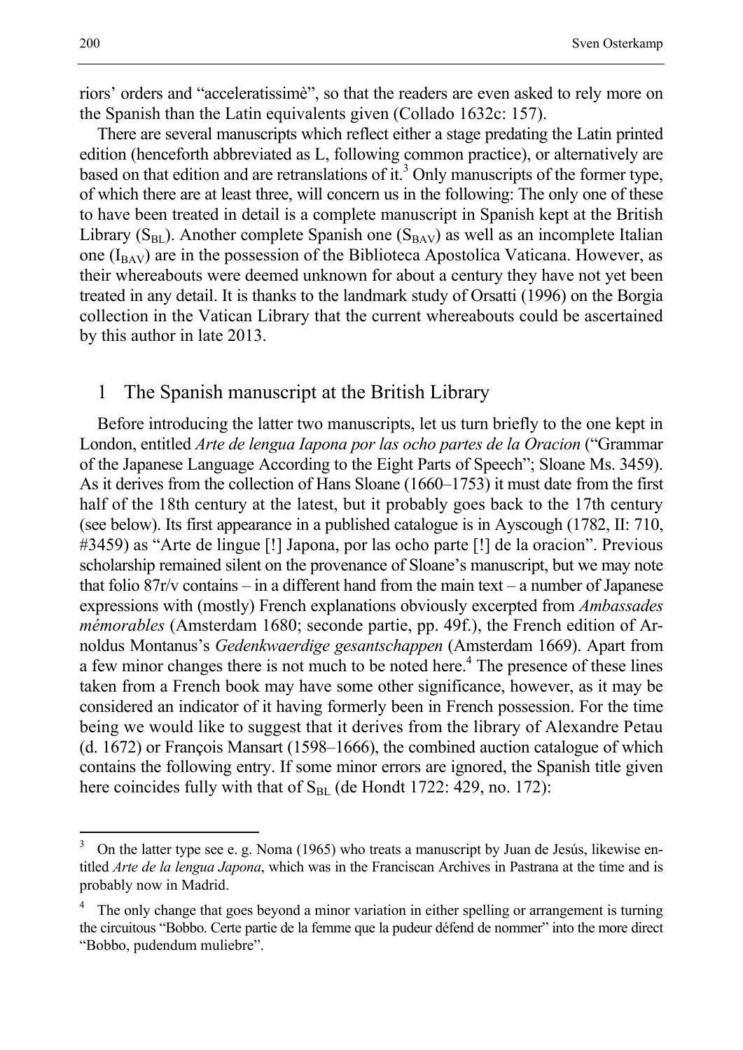riors' orders and "acceleratissimè", so that the readers are even asked to rely more on the Spanish than the Latin equivalents given (Collado 1632c: 157).

There are several manuscripts which reflect either a stage predating the Latin printed edition (henceforth abbreviated as L, following common practice), or alternatively are based on that edition and are retranslations of it.[3] Only manuscripts of the former type, of which there are at least three, will concern us in the following: The only one of these to have been treated in detail is a complete manuscript in Spanish kept at the British Library ($S_{BL}$). Another complete Spanish one ($S_{BAV}$) as well as an incomplete Italian one ($I_{BAV}$) are in the possession of the Biblioteca Apostolica Vaticana. However, as their whereabouts were deemed unknown for about a century they have not yet been treated in any detail. It is thanks to the landmark study of Orsatti (1996) on the Borgia collection in the Vatican Library that the current whereabouts could be ascertained by this author in late 2013.

## 1 The Spanish manuscript at the British Library

Before introducing the latter two manuscripts, let us turn briefly to the one kept in London, entitled *Arte de lengua Iapona por las ocho partes de la Oracion* ("Grammar of the Japanese Language According to the Eight Parts of Speech"; Sloane Ms. 3459). As it derives from the collection of Hans Sloane (1660–1753) it must date from the first half of the 18th century at the latest, but it probably goes back to the 17th century (see below). Its first appearance in a published catalogue is in Ayscough (1782, II: 710, #3459) as "Arte de lingue [!] Japona, por las ocho parte [!] de la oracion". Previous scholarship remained silent on the provenance of Sloane's manuscript, but we may note that folio 87r/v contains – in a different hand from the main text – a number of Japanese expressions with (mostly) French explanations obviously excerpted from *Ambassades mémorables* (Amsterdam 1680; seconde partie, pp. 49f.), the French edition of Arnoldus Montanus's *Gedenkwaerdige gesantschappen* (Amsterdam 1669). Apart from a few minor changes there is not much to be noted here.[4] The presence of these lines taken from a French book may have some other significance, however, as it may be considered an indicator of it having formerly been in French possession. For the time being we would like to suggest that it derives from the library of Alexandre Petau (d. 1672) or François Mansart (1598–1666), the combined auction catalogue of which contains the following entry. If some minor errors are ignored, the Spanish title given here coincides fully with that of $S_{BL}$ (de Hondt 1722: 429, no. 172):

---

[3] On the latter type see e. g. Noma (1965) who treats a manuscript by Juan de Jesús, likewise entitled *Arte de la lengua Japona*, which was in the Franciscan Archives in Pastrana at the time and is probably now in Madrid.

[4] The only change that goes beyond a minor variation in either spelling or arrangement is turning the circuitous "Bobbo. Certe partie de la femme que la pudeur défend de nommer" into the more direct "Bobbo, pudendum muliebre".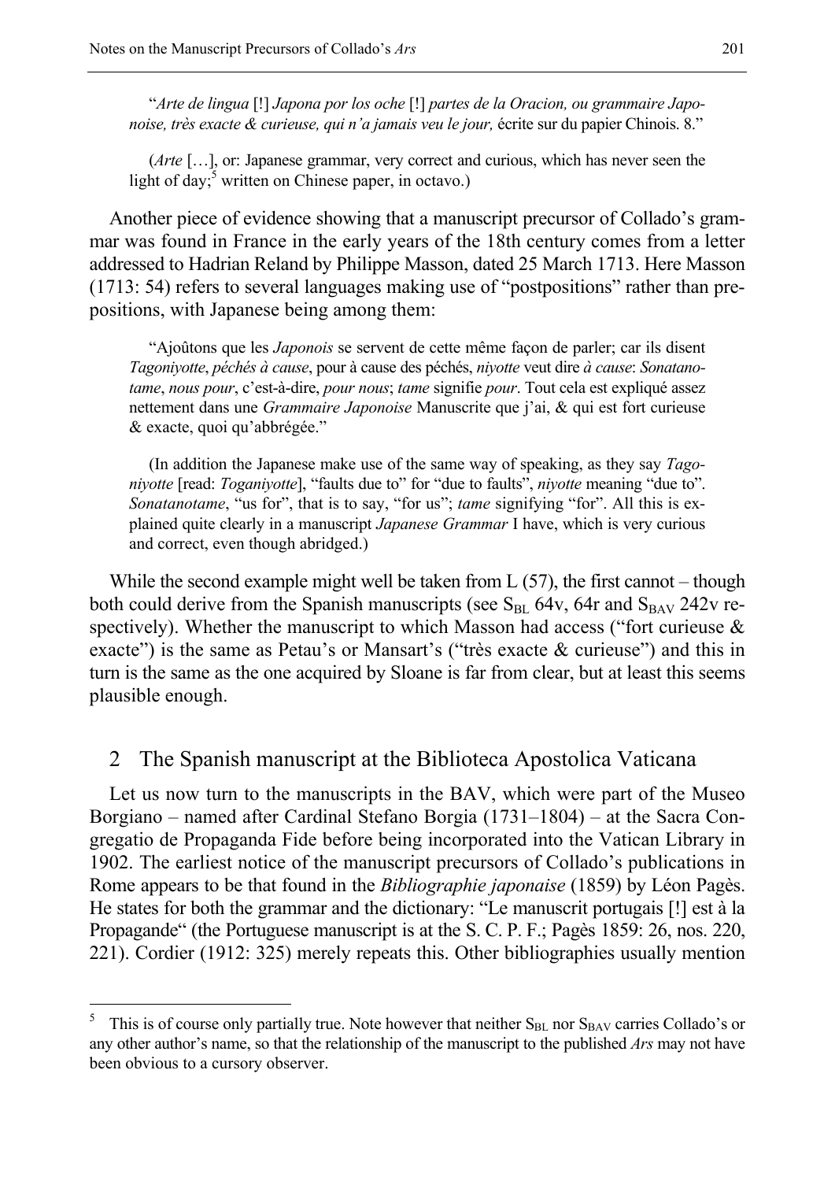"*Arte de lingua* [!] *Japona por los oche* [!] *partes de la Oracion, ou grammaire Japonoise, très exacte & curieuse, qui n'a jamais veu le jour,* écrite sur du papier Chinois. 8."

(*Arte* […], or: Japanese grammar, very correct and curious, which has never seen the light of day;[5] written on Chinese paper, in octavo.)

Another piece of evidence showing that a manuscript precursor of Collado's grammar was found in France in the early years of the 18th century comes from a letter addressed to Hadrian Reland by Philippe Masson, dated 25 March 1713. Here Masson (1713: 54) refers to several languages making use of "postpositions" rather than prepositions, with Japanese being among them:

"Ajoûtons que les *Japonois* se servent de cette même façon de parler; car ils disent *Tagoniyotte*, *péchés à cause*, pour à cause des péchés, *niyotte* veut dire *à cause*: *Sonatanotame*, *nous pour*, c'est-à-dire, *pour nous*; *tame* signifie *pour*. Tout cela est expliqué assez nettement dans une *Grammaire Japonoise* Manuscrite que j'ai, & qui est fort curieuse & exacte, quoi qu'abbrégée."

(In addition the Japanese make use of the same way of speaking, as they say *Tagoniyotte* [read: *Toganiyotte*], "faults due to" for "due to faults", *niyotte* meaning "due to". *Sonatanotame*, "us for", that is to say, "for us"; *tame* signifying "for". All this is explained quite clearly in a manuscript *Japanese Grammar* I have, which is very curious and correct, even though abridged.)

While the second example might well be taken from L (57), the first cannot – though both could derive from the Spanish manuscripts (see $S_{BL}$ 64v, 64r and $S_{BAV}$ 242v respectively). Whether the manuscript to which Masson had access ("fort curieuse & exacte") is the same as Petau's or Mansart's ("très exacte & curieuse") and this in turn is the same as the one acquired by Sloane is far from clear, but at least this seems plausible enough.

## 2 The Spanish manuscript at the Biblioteca Apostolica Vaticana

Let us now turn to the manuscripts in the BAV, which were part of the Museo Borgiano – named after Cardinal Stefano Borgia (1731–1804) – at the Sacra Congregatio de Propaganda Fide before being incorporated into the Vatican Library in 1902. The earliest notice of the manuscript precursors of Collado's publications in Rome appears to be that found in the *Bibliographie japonaise* (1859) by Léon Pagès. He states for both the grammar and the dictionary: "Le manuscrit portugais [!] est à la Propagande" (the Portuguese manuscript is at the S. C. P. F.; Pagès 1859: 26, nos. 220, 221). Cordier (1912: 325) merely repeats this. Other bibliographies usually mention

[5] This is of course only partially true. Note however that neither $S_{BL}$ nor $S_{BAV}$ carries Collado's or any other author's name, so that the relationship of the manuscript to the published *Ars* may not have been obvious to a cursory observer.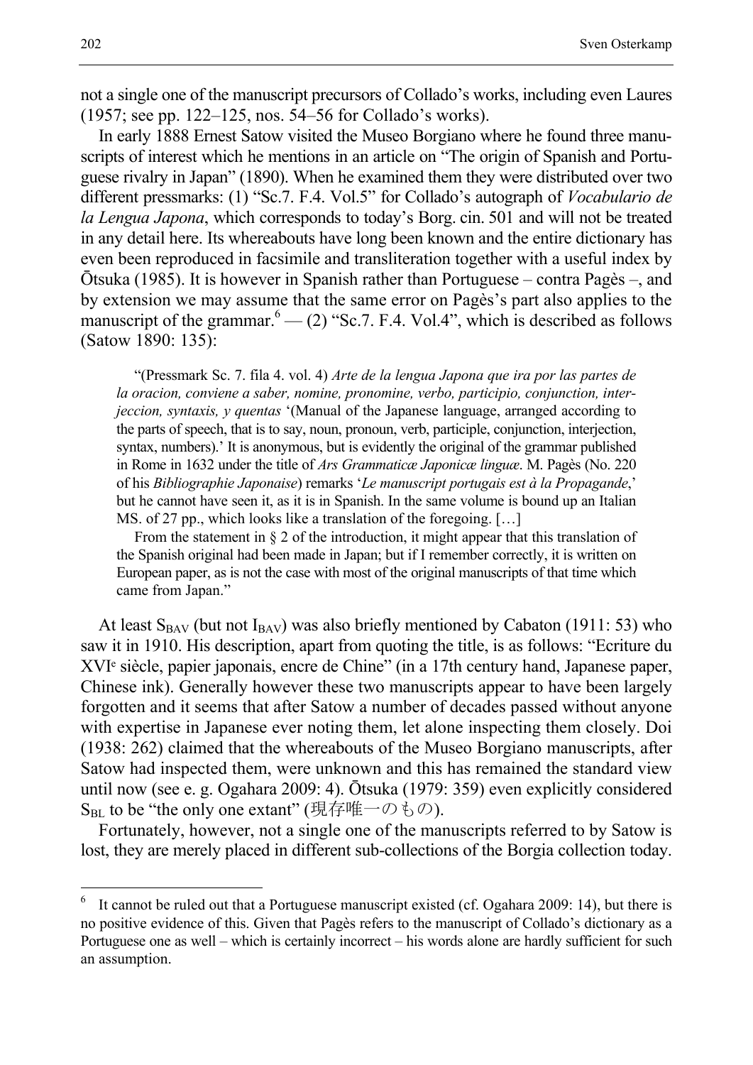not a single one of the manuscript precursors of Collado's works, including even Laures (1957; see pp. 122–125, nos. 54–56 for Collado's works).

In early 1888 Ernest Satow visited the Museo Borgiano where he found three manuscripts of interest which he mentions in an article on "The origin of Spanish and Portuguese rivalry in Japan" (1890). When he examined them they were distributed over two different pressmarks: (1) "Sc.7. F.4. Vol.5" for Collado's autograph of *Vocabulario de la Lengua Japona*, which corresponds to today's Borg. cin. 501 and will not be treated in any detail here. Its whereabouts have long been known and the entire dictionary has even been reproduced in facsimile and transliteration together with a useful index by Ōtsuka (1985). It is however in Spanish rather than Portuguese – contra Pagès –, and by extension we may assume that the same error on Pagès's part also applies to the manuscript of the grammar.[6] — (2) "Sc.7. F.4. Vol.4", which is described as follows (Satow 1890: 135):

> "(Pressmark Sc. 7. fila 4. vol. 4) *Arte de la lengua Japona que ira por las partes de la oracion, conviene a saber, nomine, pronomine, verbo, participio, conjunction, interjeccion, syntaxis, y quentas* '(Manual of the Japanese language, arranged according to the parts of speech, that is to say, noun, pronoun, verb, participle, conjunction, interjection, syntax, numbers).' It is anonymous, but is evidently the original of the grammar published in Rome in 1632 under the title of *Ars Grammaticæ Japonicæ linguæ*. M. Pagès (No. 220 of his *Bibliographie Japonaise*) remarks '*Le manuscript portugais est à la Propagande*,' but he cannot have seen it, as it is in Spanish. In the same volume is bound up an Italian MS. of 27 pp., which looks like a translation of the foregoing. […]
>
> From the statement in § 2 of the introduction, it might appear that this translation of the Spanish original had been made in Japan; but if I remember correctly, it is written on European paper, as is not the case with most of the original manuscripts of that time which came from Japan."

At least $S_{BAV}$ (but not $I_{BAV}$) was also briefly mentioned by Cabaton (1911: 53) who saw it in 1910. His description, apart from quoting the title, is as follows: "Ecriture du XVI[e] siècle, papier japonais, encre de Chine" (in a 17th century hand, Japanese paper, Chinese ink). Generally however these two manuscripts appear to have been largely forgotten and it seems that after Satow a number of decades passed without anyone with expertise in Japanese ever noting them, let alone inspecting them closely. Doi (1938: 262) claimed that the whereabouts of the Museo Borgiano manuscripts, after Satow had inspected them, were unknown and this has remained the standard view until now (see e. g. Ogahara 2009: 4). Ōtsuka (1979: 359) even explicitly considered $S_{BL}$ to be "the only one extant" (現存唯一のもの).

Fortunately, however, not a single one of the manuscripts referred to by Satow is lost, they are merely placed in different sub-collections of the Borgia collection today.

---

[6] It cannot be ruled out that a Portuguese manuscript existed (cf. Ogahara 2009: 14), but there is no positive evidence of this. Given that Pagès refers to the manuscript of Collado's dictionary as a Portuguese one as well – which is certainly incorrect – his words alone are hardly sufficient for such an assumption.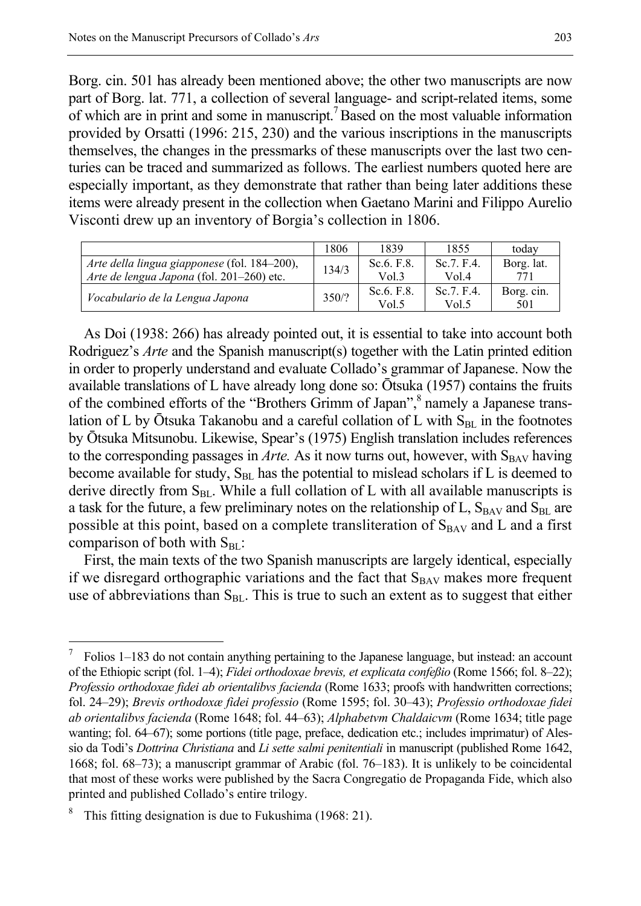Borg. cin. 501 has already been mentioned above; the other two manuscripts are now part of Borg. lat. 771, a collection of several language- and script-related items, some of which are in print and some in manuscript.[7] Based on the most valuable information provided by Orsatti (1996: 215, 230) and the various inscriptions in the manuscripts themselves, the changes in the pressmarks of these manuscripts over the last two centuries can be traced and summarized as follows. The earliest numbers quoted here are especially important, as they demonstrate that rather than being later additions these items were already present in the collection when Gaetano Marini and Filippo Aurelio Visconti drew up an inventory of Borgia's collection in 1806.

| | 1806 | 1839 | 1855 | today |
|---|---|---|---|---|
| *Arte della lingua giapponese* (fol. 184–200), *Arte de lengua Japona* (fol. 201–260) etc. | 134/3 | Sc.6. F.8. Vol.3 | Sc.7. F.4. Vol.4 | Borg. lat. 771 |
| *Vocabulario de la Lengua Japona* | 350/? | Sc.6. F.8. Vol.5 | Sc.7. F.4. Vol.5 | Borg. cin. 501 |

As Doi (1938: 266) has already pointed out, it is essential to take into account both Rodriguez's *Arte* and the Spanish manuscript(s) together with the Latin printed edition in order to properly understand and evaluate Collado's grammar of Japanese. Now the available translations of L have already long done so: Ōtsuka (1957) contains the fruits of the combined efforts of the "Brothers Grimm of Japan",[8] namely a Japanese translation of L by Ōtsuka Takanobu and a careful collation of L with $S_{BL}$ in the footnotes by Ōtsuka Mitsunobu. Likewise, Spear's (1975) English translation includes references to the corresponding passages in *Arte.* As it now turns out, however, with $S_{BAV}$ having become available for study, $S_{BL}$ has the potential to mislead scholars if L is deemed to derive directly from $S_{BL}$. While a full collation of L with all available manuscripts is a task for the future, a few preliminary notes on the relationship of L, $S_{BAV}$ and $S_{BL}$ are possible at this point, based on a complete transliteration of $S_{BAV}$ and L and a first comparison of both with $S_{BL}$:

First, the main texts of the two Spanish manuscripts are largely identical, especially if we disregard orthographic variations and the fact that $S_{BAV}$ makes more frequent use of abbreviations than $S_{BL}$. This is true to such an extent as to suggest that either

---

[7] Folios 1–183 do not contain anything pertaining to the Japanese language, but instead: an account of the Ethiopic script (fol. 1–4); *Fidei orthodoxae brevis, et explicata confeßio* (Rome 1566; fol. 8–22); *Professio orthodoxae fidei ab orientalibvs facienda* (Rome 1633; proofs with handwritten corrections; fol. 24–29); *Brevis orthodoxæ fidei professio* (Rome 1595; fol. 30–43); *Professio orthodoxae fidei ab orientalibvs facienda* (Rome 1648; fol. 44–63); *Alphabetvm Chaldaicvm* (Rome 1634; title page wanting; fol. 64–67); some portions (title page, preface, dedication etc.; includes imprimatur) of Alessio da Todi's *Dottrina Christiana* and *Li sette salmi penitentiali* in manuscript (published Rome 1642, 1668; fol. 68–73); a manuscript grammar of Arabic (fol. 76–183). It is unlikely to be coincidental that most of these works were published by the Sacra Congregatio de Propaganda Fide, which also printed and published Collado's entire trilogy.

[8] This fitting designation is due to Fukushima (1968: 21).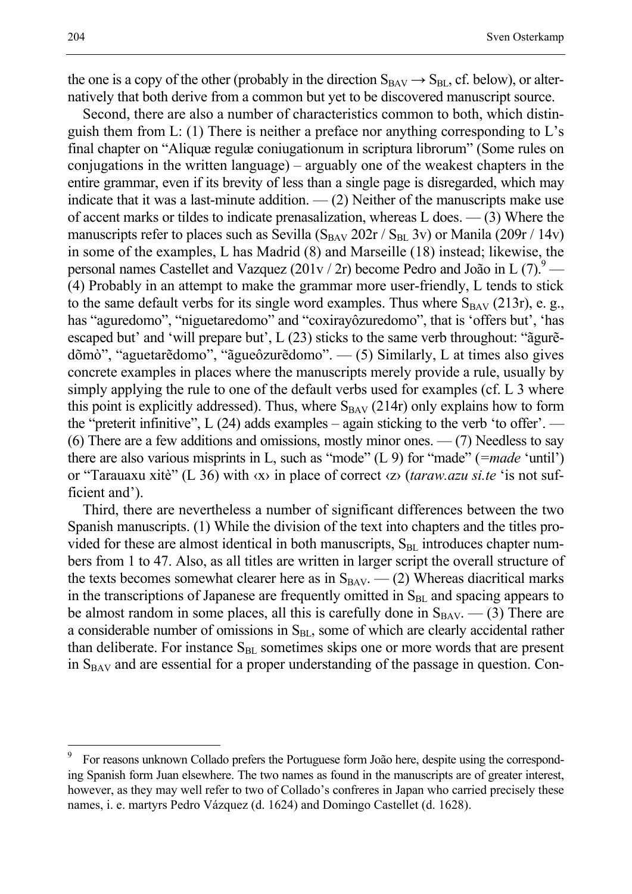the one is a copy of the other (probably in the direction $S_{BAV} \rightarrow S_{BL}$, cf. below), or alternatively that both derive from a common but yet to be discovered manuscript source.

Second, there are also a number of characteristics common to both, which distinguish them from L: (1) There is neither a preface nor anything corresponding to L's final chapter on "Aliquæ regulæ coniugationum in scriptura librorum" (Some rules on conjugations in the written language) – arguably one of the weakest chapters in the entire grammar, even if its brevity of less than a single page is disregarded, which may indicate that it was a last-minute addition. — (2) Neither of the manuscripts make use of accent marks or tildes to indicate prenasalization, whereas L does. — (3) Where the manuscripts refer to places such as Sevilla ($S_{BAV}$ 202r / $S_{BL}$ 3v) or Manila (209r / 14v) in some of the examples, L has Madrid (8) and Marseille (18) instead; likewise, the personal names Castellet and Vazquez (201v / 2r) become Pedro and João in L (7).[9] — (4) Probably in an attempt to make the grammar more user-friendly, L tends to stick to the same default verbs for its single word examples. Thus where $S_{BAV}$ (213r), e. g., has "aguredomo", "niguetaredomo" and "coxirayôzuredomo", that is 'offers but', 'has escaped but' and 'will prepare but', L (23) sticks to the same verb throughout: "ãgurẽdõmò", "aguetarẽdomo", "ãgueôzurẽdomo". — (5) Similarly, L at times also gives concrete examples in places where the manuscripts merely provide a rule, usually by simply applying the rule to one of the default verbs used for examples (cf. L 3 where this point is explicitly addressed). Thus, where $S_{BAV}$ (214r) only explains how to form the "preterit infinitive", L (24) adds examples – again sticking to the verb 'to offer'. — (6) There are a few additions and omissions, mostly minor ones. — (7) Needless to say there are also various misprints in L, such as "mode" (L 9) for "made" (=*made* 'until') or "Tarauaxu xitè" (L 36) with ‹x› in place of correct ‹z› (*taraw.azu si.te* 'is not sufficient and').

Third, there are nevertheless a number of significant differences between the two Spanish manuscripts. (1) While the division of the text into chapters and the titles provided for these are almost identical in both manuscripts, $S_{BL}$ introduces chapter numbers from 1 to 47. Also, as all titles are written in larger script the overall structure of the texts becomes somewhat clearer here as in $S_{BAV}$. — (2) Whereas diacritical marks in the transcriptions of Japanese are frequently omitted in $S_{BL}$ and spacing appears to be almost random in some places, all this is carefully done in $S_{BAV}$. — (3) There are a considerable number of omissions in $S_{BL}$, some of which are clearly accidental rather than deliberate. For instance $S_{BL}$ sometimes skips one or more words that are present in $S_{BAV}$ and are essential for a proper understanding of the passage in question. Con-

[9] For reasons unknown Collado prefers the Portuguese form João here, despite using the corresponding Spanish form Juan elsewhere. The two names as found in the manuscripts are of greater interest, however, as they may well refer to two of Collado's confreres in Japan who carried precisely these names, i. e. martyrs Pedro Vázquez (d. 1624) and Domingo Castellet (d. 1628).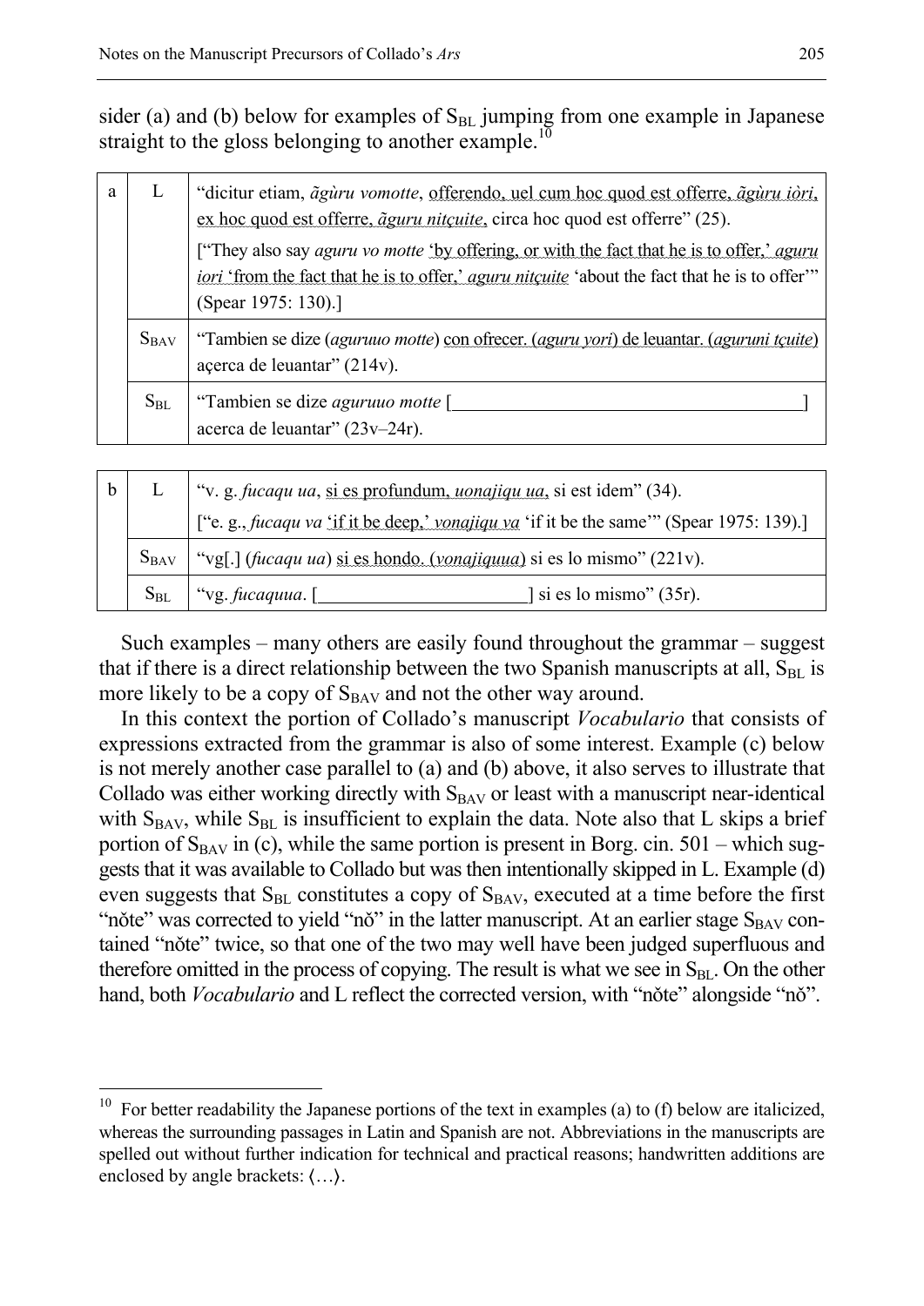sider (a) and (b) below for examples of $S_{BL}$ jumping from one example in Japanese straight to the gloss belonging to another example.[10]

| a | | |
|---|---|---|
| | L | "dicitur etiam, *ãgùru vomotte*, offerendo, uel cum hoc quod est offerre, *ãgùru iòri*, ex hoc quod est offerre, *ãguru nitçuite*, circa hoc quod est offerre" (25). ["They also say *aguru vo motte* 'by offering, or with the fact that he is to offer,' *aguru iori* 'from the fact that he is to offer,' *aguru nitçuite* 'about the fact that he is to offer'" (Spear 1975: 130).] |
| | $S_{BAV}$ | "Tambien se dize (*aguruuo motte*) con ofrecer. (*aguru yori*) de leuantar. (*aguruni tçuite*) açerca de leuantar" (214v). |
| | $S_{BL}$ | "Tambien se dize *aguruuo motte* [\_\_\_\_\_\_\_\_\_\_\_\_\_\_\_\_\_\_\_\_\_\_\_\_\_\_\_\_\_\_\_\_\_\_\_\_] acerca de leuantar" (23v–24r). |

| b | | |
|---|---|---|
| | L | "v. g. *fucaqu ua*, si es profundum, *uonajiqu ua*, si est idem" (34). ["e. g., *fucaqu va* 'if it be deep,' *vonajiqu va* 'if it be the same'" (Spear 1975: 139).] |
| | $S_{BAV}$ | "vg[.] (*fucaqu ua*) si es hondo. (*vonajiquua*) si es lo mismo" (221v). |
| | $S_{BL}$ | "vg. *fucaquua*. [\_\_\_\_\_\_\_\_\_\_\_\_\_\_\_\_\_\_\_\_\_\_] si es lo mismo" (35r). |

Such examples – many others are easily found throughout the grammar – suggest that if there is a direct relationship between the two Spanish manuscripts at all, $S_{BL}$ is more likely to be a copy of $S_{BAV}$ and not the other way around.

In this context the portion of Collado's manuscript *Vocabulario* that consists of expressions extracted from the grammar is also of some interest. Example (c) below is not merely another case parallel to (a) and (b) above, it also serves to illustrate that Collado was either working directly with $S_{BAV}$ or least with a manuscript near-identical with $S_{BAV}$, while $S_{BL}$ is insufficient to explain the data. Note also that L skips a brief portion of $S_{BAV}$ in (c), while the same portion is present in Borg. cin. 501 – which suggests that it was available to Collado but was then intentionally skipped in L. Example (d) even suggests that $S_{BL}$ constitutes a copy of $S_{BAV}$, executed at a time before the first "nŏte" was corrected to yield "nŏ" in the latter manuscript. At an earlier stage $S_{BAV}$ contained "nŏte" twice, so that one of the two may well have been judged superfluous and therefore omitted in the process of copying. The result is what we see in $S_{BL}$. On the other hand, both *Vocabulario* and L reflect the corrected version, with "nŏte" alongside "nŏ".

[10] For better readability the Japanese portions of the text in examples (a) to (f) below are italicized, whereas the surrounding passages in Latin and Spanish are not. Abbreviations in the manuscripts are spelled out without further indication for technical and practical reasons; handwritten additions are enclosed by angle brackets: ⟨…⟩.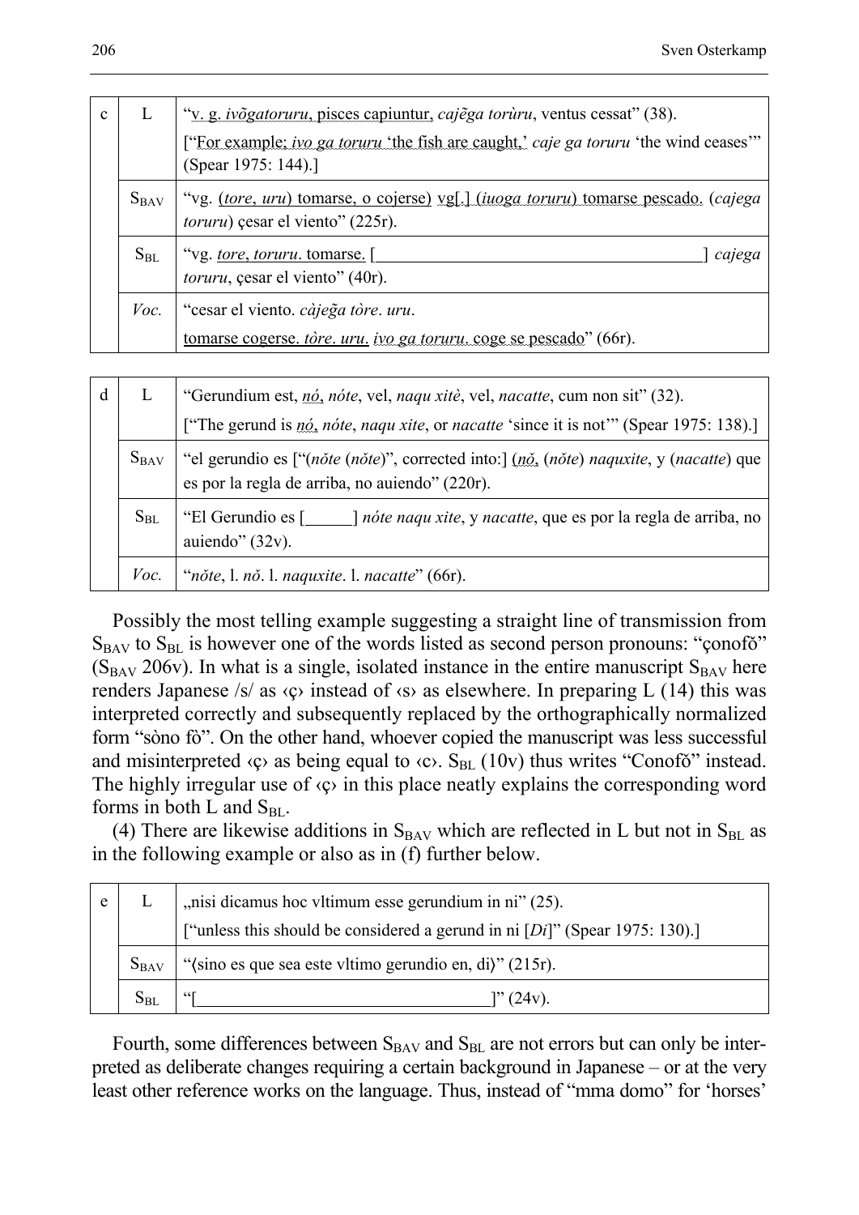| c | L | "v. g. *ivõgatoruru*, pisces capiuntur, *cajẽga torùru*, ventus cessat" (38). ["For example; *ivo ga toruru* 'the fish are caught,' *caje ga toruru* 'the wind ceases'" (Spear 1975: 144).] |
|---|---|---|
| | $S_{BAV}$ | "vg. (*tore*, *uru*) tomarse, o cojerse) vg[.] (*iuoga toruru*) tomarse pescado. (*cajega toruru*) çesar el viento" (225r). |
| | $S_{BL}$ | "vg. *tore*, *toruru*. tomarse. [ ] *cajega toruru*, çesar el viento" (40r). |
| | *Voc.* | "cesar el viento. *càjeğa tòre*. *uru*. tomarse cogerse. *tòre*. *uru*. *ivo ga toruru*. coge se pescado" (66r). |

| d | L | "Gerundium est, *nó*, *nóte*, vel, *naqu xitè*, vel, *nacatte*, cum non sit" (32). ["The gerund is *nó*, *nóte*, *naqu xite*, or *nacatte* 'since it is not'" (Spear 1975: 138).] |
|---|---|---|
| | $S_{BAV}$ | "el gerundio es ["(*nŏte* (*nŏte*)", corrected into:] (*nŏ*, (*nŏte*) *naquxite*, y (*nacatte*) que es por la regla de arriba, no auiendo" (220r). |
| | $S_{BL}$ | "El Gerundio es [ ] *nóte naqu xite*, y *nacatte*, que es por la regla de arriba, no auiendo" (32v). |
| | *Voc.* | "*nŏte*, l. *nŏ*. l. *naquxite*. l. *nacatte*" (66r). |

Possibly the most telling example suggesting a straight line of transmission from $S_{BAV}$ to $S_{BL}$ is however one of the words listed as second person pronouns: "çonofŏ" ($S_{BAV}$ 206v). In what is a single, isolated instance in the entire manuscript $S_{BAV}$ here renders Japanese /s/ as ‹ç› instead of ‹s› as elsewhere. In preparing L (14) this was interpreted correctly and subsequently replaced by the orthographically normalized form "sòno fò". On the other hand, whoever copied the manuscript was less successful and misinterpreted ‹ç› as being equal to ‹c›. $S_{BL}$ (10v) thus writes "Conofŏ" instead. The highly irregular use of ‹ç› in this place neatly explains the corresponding word forms in both L and $S_{BL}$.

(4) There are likewise additions in $S_{BAV}$ which are reflected in L but not in $S_{BL}$ as in the following example or also as in (f) further below.

| e | L | „nisi dicamus hoc vltimum esse gerundium in ni" (25). ["unless this should be considered a gerund in ni [*Di*]" (Spear 1975: 130).] |
|---|---|---|
| | $S_{BAV}$ | "(sino es que sea este vltimo gerundio en, di)" (215r). |
| | $S_{BL}$ | "[ ]" (24v). |

Fourth, some differences between $S_{BAV}$ and $S_{BL}$ are not errors but can only be interpreted as deliberate changes requiring a certain background in Japanese – or at the very least other reference works on the language. Thus, instead of "mma domo" for 'horses'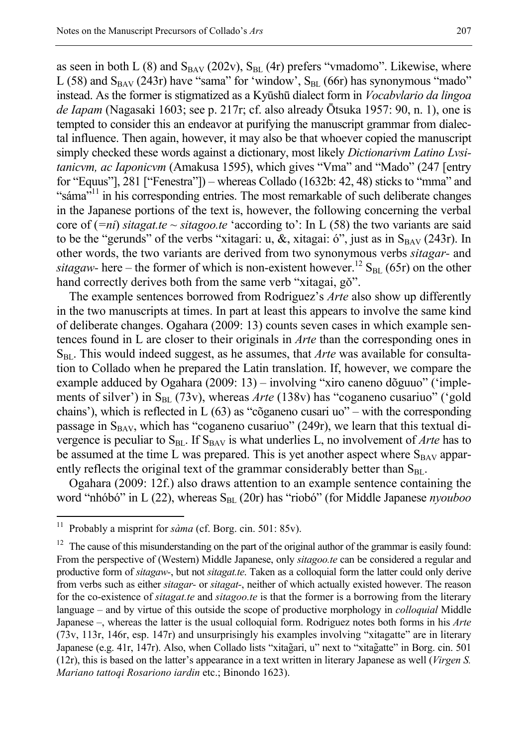as seen in both L (8) and $S_{BAV}$ (202v), $S_{BL}$ (4r) prefers "vmadomo". Likewise, where L (58) and $S_{BAV}$ (243r) have "sama" for 'window', $S_{BL}$ (66r) has synonymous "mado" instead. As the former is stigmatized as a Kyūshū dialect form in *Vocabvlario da lingoa de Iapam* (Nagasaki 1603; see p. 217r; cf. also already Ōtsuka 1957: 90, n. 1), one is tempted to consider this an endeavor at purifying the manuscript grammar from dialectal influence. Then again, however, it may also be that whoever copied the manuscript simply checked these words against a dictionary, most likely *Dictionarivm Latino Lvsitanicvm, ac Iaponicvm* (Amakusa 1595), which gives "Vma" and "Mado" (247 [entry for "Equus"], 281 ["Fenestra"]) – whereas Collado (1632b: 42, 48) sticks to "mma" and "sáma"[11] in his corresponding entries. The most remarkable of such deliberate changes in the Japanese portions of the text is, however, the following concerning the verbal core of (*=ni*) *sitagat.te ~ sitagoo.te* 'according to': In L (58) the two variants are said to be the "gerunds" of the verbs "xitagari: u, &, xitagai: ó", just as in $S_{BAV}$ (243r). In other words, the two variants are derived from two synonymous verbs *sitagar-* and *sitagaw-* here – the former of which is non-existent however.[12] $S_{BL}$ (65r) on the other hand correctly derives both from the same verb "xitagai, gŏ".

The example sentences borrowed from Rodriguez's *Arte* also show up differently in the two manuscripts at times. In part at least this appears to involve the same kind of deliberate changes. Ogahara (2009: 13) counts seven cases in which example sentences found in L are closer to their originals in *Arte* than the corresponding ones in $S_{BL}$. This would indeed suggest, as he assumes, that *Arte* was available for consultation to Collado when he prepared the Latin translation. If, however, we compare the example adduced by Ogahara (2009: 13) – involving "xiro caneno dõguuo" ('implements of silver') in $S_{BL}$ (73v), whereas *Arte* (138v) has "coganeno cusariuo" ('gold chains'), which is reflected in L (63) as "cõganeno cusari uo" – with the corresponding passage in $S_{BAV}$, which has "coganeno cusariuo" (249r), we learn that this textual divergence is peculiar to $S_{BL}$. If $S_{BAV}$ is what underlies L, no involvement of *Arte* has to be assumed at the time L was prepared. This is yet another aspect where $S_{BAV}$ apparently reflects the original text of the grammar considerably better than $S_{BL}$.

Ogahara (2009: 12f.) also draws attention to an example sentence containing the word "nhóbó" in L (22), whereas $S_{BL}$ (20r) has "riobó" (for Middle Japanese *nyouboo*

---

[11] Probably a misprint for *sàma* (cf. Borg. cin. 501: 85v).

[12] The cause of this misunderstanding on the part of the original author of the grammar is easily found: From the perspective of (Western) Middle Japanese, only *sitagoo.te* can be considered a regular and productive form of *sitagaw-*, but not *sitagat.te*. Taken as a colloquial form the latter could only derive from verbs such as either *sitagar-* or *sitagat-*, neither of which actually existed however. The reason for the co-existence of *sitagat.te* and *sitagoo.te* is that the former is a borrowing from the literary language – and by virtue of this outside the scope of productive morphology in *colloquial* Middle Japanese –, whereas the latter is the usual colloquial form. Rodriguez notes both forms in his *Arte* (73v, 113r, 146r, esp. 147r) and unsurprisingly his examples involving "xitagatte" are in literary Japanese (e.g. 41r, 147r). Also, when Collado lists "xitag̃ari, u" next to "xitag̃atte" in Borg. cin. 501 (12r), this is based on the latter's appearance in a text written in literary Japanese as well (*Virgen S. Mariano tattoqi Rosariono iardin* etc.; Binondo 1623).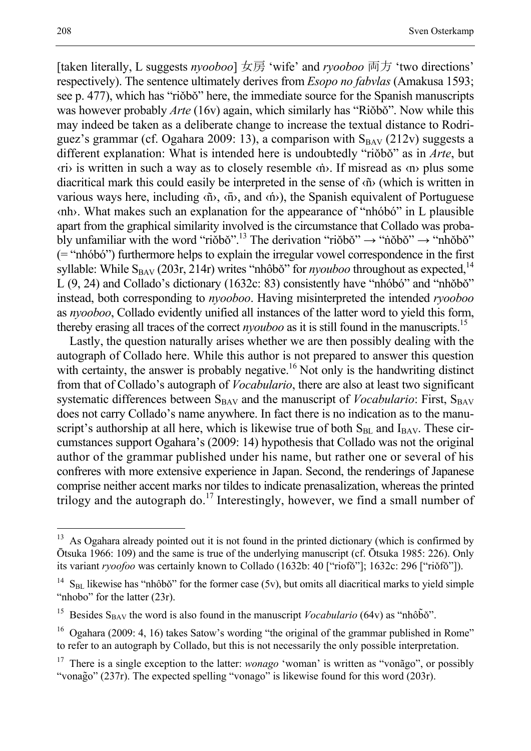[taken literally, L suggests *nyooboo*] 女房 'wife' and *ryooboo* 両方 'two directions' respectively). The sentence ultimately derives from *Esopo no fabvlas* (Amakusa 1593; see p. 477), which has "riŏbŏ" here, the immediate source for the Spanish manuscripts was however probably *Arte* (16v) again, which similarly has "Riŏbŏ". Now while this may indeed be taken as a deliberate change to increase the textual distance to Rodriguez's grammar (cf. Ogahara 2009: 13), a comparison with $S_{BAV}$ (212v) suggests a different explanation: What is intended here is undoubtedly "riŏbŏ" as in *Arte*, but ‹ri› is written in such a way as to closely resemble ‹ṅ›. If misread as ‹n› plus some diacritical mark this could easily be interpreted in the sense of ‹ñ› (which is written in various ways here, including ‹ñ›, ‹n̄›, and ‹ń›), the Spanish equivalent of Portuguese ‹nh›. What makes such an explanation for the appearance of "nhóbó" in L plausible apart from the graphical similarity involved is the circumstance that Collado was probably unfamiliar with the word "riŏbŏ".[13] The derivation "riŏbŏ" → "ṅŏbŏ" → "nhŏbŏ" (= "nhóbó") furthermore helps to explain the irregular vowel correspondence in the first syllable: While $S_{BAV}$ (203r, 214r) writes "nhôbŏ" for *nyouboo* throughout as expected,[14] L (9, 24) and Collado's dictionary (1632c: 83) consistently have "nhóbó" and "nhŏbŏ" instead, both corresponding to *nyooboo*. Having misinterpreted the intended *ryooboo* as *nyooboo*, Collado evidently unified all instances of the latter word to yield this form, thereby erasing all traces of the correct *nyouboo* as it is still found in the manuscripts.[15]

Lastly, the question naturally arises whether we are then possibly dealing with the autograph of Collado here. While this author is not prepared to answer this question with certainty, the answer is probably negative.[16] Not only is the handwriting distinct from that of Collado's autograph of *Vocabulario*, there are also at least two significant systematic differences between $S_{BAV}$ and the manuscript of *Vocabulario*: First, $S_{BAV}$ does not carry Collado's name anywhere. In fact there is no indication as to the manuscript's authorship at all here, which is likewise true of both $S_{BL}$ and $I_{BAV}$. These circumstances support Ogahara's (2009: 14) hypothesis that Collado was not the original author of the grammar published under his name, but rather one or several of his confreres with more extensive experience in Japan. Second, the renderings of Japanese comprise neither accent marks nor tildes to indicate prenasalization, whereas the printed trilogy and the autograph do.[17] Interestingly, however, we find a small number of

---

[13] As Ogahara already pointed out it is not found in the printed dictionary (which is confirmed by Ōtsuka 1966: 109) and the same is true of the underlying manuscript (cf. Ōtsuka 1985: 226). Only its variant *ryoofoo* was certainly known to Collado (1632b: 40 ["riofŏ"]; 1632c: 296 ["riŏfŏ"]).

[14] $S_{BL}$ likewise has "nhôbŏ" for the former case (5v), but omits all diacritical marks to yield simple "nhobo" for the latter (23r).

[15] Besides $S_{BAV}$ the word is also found in the manuscript *Vocabulario* (64v) as "nhôb̃ŏ".

[16] Ogahara (2009: 4, 16) takes Satow's wording "the original of the grammar published in Rome" to refer to an autograph by Collado, but this is not necessarily the only possible interpretation.

[17] There is a single exception to the latter: *wonago* 'woman' is written as "vonãgo", or possibly "vonag̃o" (237r). The expected spelling "vonago" is likewise found for this word (203r).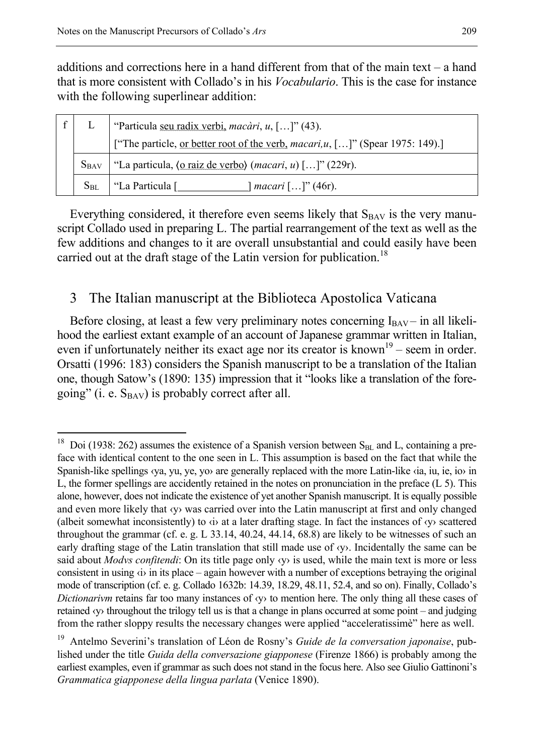additions and corrections here in a hand different from that of the main text – a hand that is more consistent with Collado's in his *Vocabulario*. This is the case for instance with the following superlinear addition:

| f | L | "Particula seu radix verbi, *macàri*, *u*, […]" (43).<br>["The particle, or better root of the verb, *macari,u*, […]" (Spear 1975: 149).] |
|---|---|---|
| | $S_{BAV}$ | "La particula, ⟨o raiz de verbo⟩ (*macari*, *u*) […]" (229r). |
| | $S_{BL}$ | "La Particula [_____________] *macari* […]" (46r). |

Everything considered, it therefore even seems likely that $S_{BAV}$ is the very manuscript Collado used in preparing L. The partial rearrangement of the text as well as the few additions and changes to it are overall unsubstantial and could easily have been carried out at the draft stage of the Latin version for publication.[18]

## 3 The Italian manuscript at the Biblioteca Apostolica Vaticana

Before closing, at least a few very preliminary notes concerning $I_{BAV}$ – in all likelihood the earliest extant example of an account of Japanese grammar written in Italian, even if unfortunately neither its exact age nor its creator is known[19] – seem in order. Orsatti (1996: 183) considers the Spanish manuscript to be a translation of the Italian one, though Satow's (1890: 135) impression that it "looks like a translation of the foregoing" (i. e. $S_{BAV}$) is probably correct after all.

---

[18] Doi (1938: 262) assumes the existence of a Spanish version between $S_{BL}$ and L, containing a preface with identical content to the one seen in L. This assumption is based on the fact that while the Spanish-like spellings ‹ya, yu, ye, yo› are generally replaced with the more Latin-like ‹ia, iu, ie, io› in L, the former spellings are accidently retained in the notes on pronunciation in the preface (L 5). This alone, however, does not indicate the existence of yet another Spanish manuscript. It is equally possible and even more likely that ‹y› was carried over into the Latin manuscript at first and only changed (albeit somewhat inconsistently) to ‹i› at a later drafting stage. In fact the instances of ‹y› scattered throughout the grammar (cf. e. g. L 33.14, 40.24, 44.14, 68.8) are likely to be witnesses of such an early drafting stage of the Latin translation that still made use of ‹y›. Incidentally the same can be said about *Modvs confitendi*: On its title page only ‹y› is used, while the main text is more or less consistent in using ‹i› in its place – again however with a number of exceptions betraying the original mode of transcription (cf. e. g. Collado 1632b: 14.39, 18.29, 48.11, 52.4, and so on). Finally, Collado's *Dictionarivm* retains far too many instances of ‹y› to mention here. The only thing all these cases of retained ‹y› throughout the trilogy tell us is that a change in plans occurred at some point – and judging from the rather sloppy results the necessary changes were applied "acceleratissimè" here as well.

[19] Antelmo Severini's translation of Léon de Rosny's *Guide de la conversation japonaise*, published under the title *Guida della conversazione giapponese* (Firenze 1866) is probably among the earliest examples, even if grammar as such does not stand in the focus here. Also see Giulio Gattinoni's *Grammatica giapponese della lingua parlata* (Venice 1890).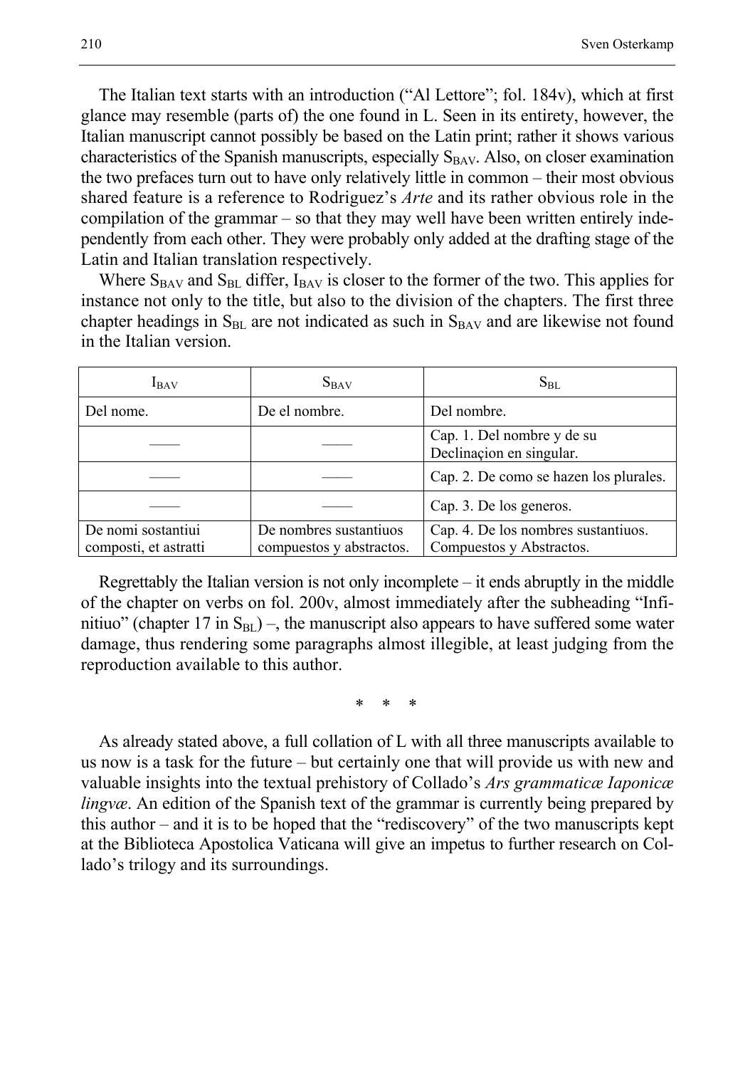The Italian text starts with an introduction ("Al Lettore"; fol. 184v), which at first glance may resemble (parts of) the one found in L. Seen in its entirety, however, the Italian manuscript cannot possibly be based on the Latin print; rather it shows various characteristics of the Spanish manuscripts, especially $S_{BAV}$. Also, on closer examination the two prefaces turn out to have only relatively little in common – their most obvious shared feature is a reference to Rodriguez's *Arte* and its rather obvious role in the compilation of the grammar – so that they may well have been written entirely independently from each other. They were probably only added at the drafting stage of the Latin and Italian translation respectively.

Where $S_{BAV}$ and $S_{BL}$ differ, $I_{BAV}$ is closer to the former of the two. This applies for instance not only to the title, but also to the division of the chapters. The first three chapter headings in $S_{BL}$ are not indicated as such in $S_{BAV}$ and are likewise not found in the Italian version.

| $I_{BAV}$ | $S_{BAV}$ | $S_{BL}$ |
|---|---|---|
| Del nome. | De el nombre. | Del nombre. |
| —— | —— | Cap. 1. Del nombre y de su Declinaçion en singular. |
| —— | —— | Cap. 2. De como se hazen los plurales. |
| —— | —— | Cap. 3. De los generos. |
| De nomi sostantiui composti, et astratti | De nombres sustantiuos compuestos y abstractos. | Cap. 4. De los nombres sustantiuos. Compuestos y Abstractos. |

Regrettably the Italian version is not only incomplete – it ends abruptly in the middle of the chapter on verbs on fol. 200v, almost immediately after the subheading "Infinitiuo" (chapter 17 in $S_{BL}$) –, the manuscript also appears to have suffered some water damage, thus rendering some paragraphs almost illegible, at least judging from the reproduction available to this author.

\*   \*   \*

As already stated above, a full collation of L with all three manuscripts available to us now is a task for the future – but certainly one that will provide us with new and valuable insights into the textual prehistory of Collado's *Ars grammaticæ Iaponicæ lingvæ*. An edition of the Spanish text of the grammar is currently being prepared by this author – and it is to be hoped that the "rediscovery" of the two manuscripts kept at the Biblioteca Apostolica Vaticana will give an impetus to further research on Collado's trilogy and its surroundings.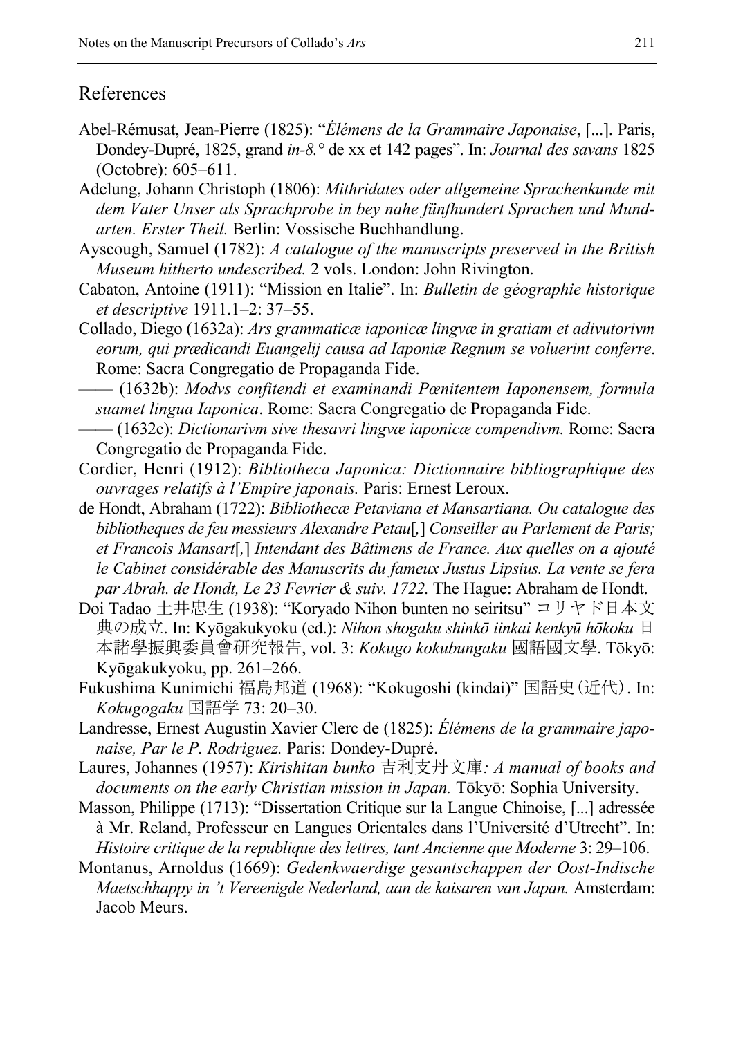## References

Abel-Rémusat, Jean-Pierre (1825): "*Élémens de la Grammaire Japonaise*, [...]. Paris, Dondey-Dupré, 1825, grand *in-8.°* de xx et 142 pages". In: *Journal des savans* 1825 (Octobre): 605–611.

Adelung, Johann Christoph (1806): *Mithridates oder allgemeine Sprachenkunde mit dem Vater Unser als Sprachprobe in bey nahe fünfhundert Sprachen und Mundarten. Erster Theil.* Berlin: Vossische Buchhandlung.

Ayscough, Samuel (1782): *A catalogue of the manuscripts preserved in the British Museum hitherto undescribed.* 2 vols. London: John Rivington.

Cabaton, Antoine (1911): "Mission en Italie". In: *Bulletin de géographie historique et descriptive* 1911.1–2: 37–55.

Collado, Diego (1632a): *Ars grammaticæ iaponicæ lingvæ in gratiam et adivutorivm eorum, qui prædicandi Euangelij causa ad Iaponiæ Regnum se voluerint conferre*. Rome: Sacra Congregatio de Propaganda Fide.

—— (1632b): *Modvs confitendi et examinandi Pœnitentem Iaponensem, formula suamet lingua Iaponica*. Rome: Sacra Congregatio de Propaganda Fide.

—— (1632c): *Dictionarivm sive thesavri lingvæ iaponicæ compendivm.* Rome: Sacra Congregatio de Propaganda Fide.

Cordier, Henri (1912): *Bibliotheca Japonica: Dictionnaire bibliographique des ouvrages relatifs à l'Empire japonais.* Paris: Ernest Leroux.

de Hondt, Abraham (1722): *Bibliothecæ Petaviana et Mansartiana. Ou catalogue des bibliotheques de feu messieurs Alexandre Petau*[,] *Conseiller au Parlement de Paris; et Francois Mansart*[,] *Intendant des Bâtimens de France. Aux quelles on a ajouté le Cabinet considérable des Manuscrits du fameux Justus Lipsius. La vente se fera par Abrah. de Hondt, Le 23 Fevrier & suiv. 1722.* The Hague: Abraham de Hondt.

Doi Tadao 土井忠生 (1938): "Koryado Nihon bunten no seiritsu" コリヤド日本文典の成立. In: Kyōgakukyoku (ed.): *Nihon shogaku shinkō iinkai kenkyū hōkoku* 日本諸學振興委員會研究報告, vol. 3: *Kokugo kokubungaku* 國語國文學. Tōkyō: Kyōgakukyoku, pp. 261–266.

Fukushima Kunimichi 福島邦道 (1968): "Kokugoshi (kindai)" 国語史（近代）. In: *Kokugogaku* 国語学 73: 20–30.

Landresse, Ernest Augustin Xavier Clerc de (1825): *Élémens de la grammaire japonaise, Par le P. Rodriguez.* Paris: Dondey-Dupré.

Laures, Johannes (1957): *Kirishitan bunko* 吉利支丹文庫*: A manual of books and documents on the early Christian mission in Japan.* Tōkyō: Sophia University.

Masson, Philippe (1713): "Dissertation Critique sur la Langue Chinoise, [...] adressée à Mr. Reland, Professeur en Langues Orientales dans l'Université d'Utrecht". In: *Histoire critique de la republique des lettres, tant Ancienne que Moderne* 3: 29–106.

Montanus, Arnoldus (1669): *Gedenkwaerdige gesantschappen der Oost-Indische Maetschhappy in 't Vereenigde Nederland, aan de kaisaren van Japan.* Amsterdam: Jacob Meurs.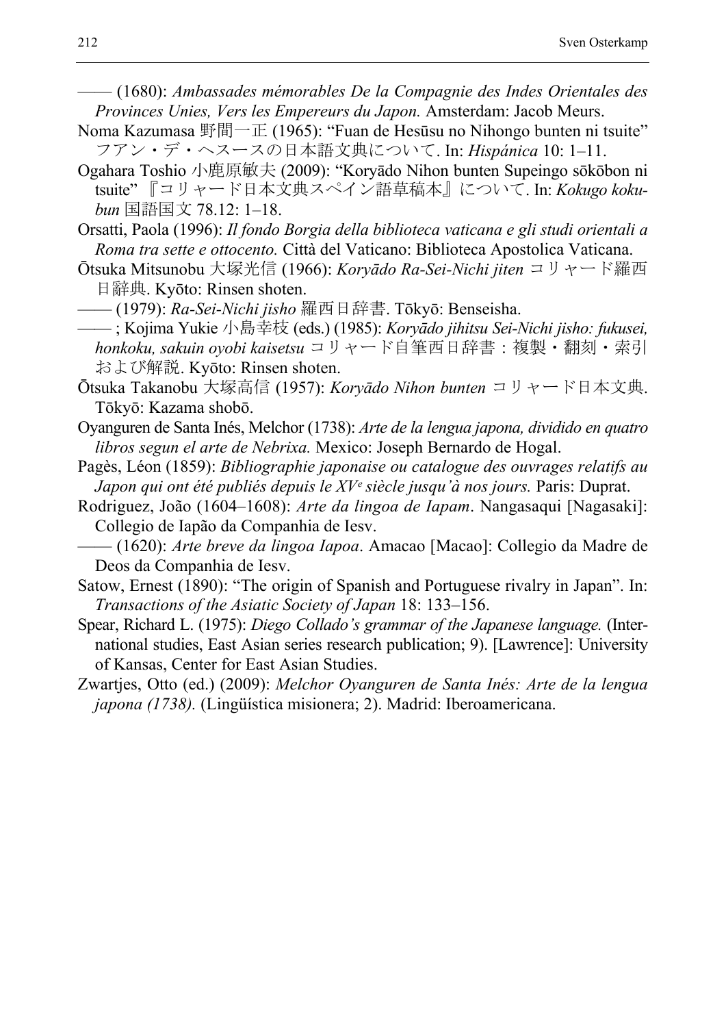—— (1680): *Ambassades mémorables De la Compagnie des Indes Orientales des Provinces Unies, Vers les Empereurs du Japon.* Amsterdam: Jacob Meurs.

Noma Kazumasa 野間一正 (1965): "Fuan de Hesūsu no Nihongo bunten ni tsuite" フアン・デ・ヘスースの日本語文典について. In: *Hispánica* 10: 1–11.

Ogahara Toshio 小鹿原敏夫 (2009): "Koryādo Nihon bunten Supeingo sōkōbon ni tsuite" 『コリャード日本文典スペイン語草稿本』について. In: *Kokugo kokubun* 国語国文 78.12: 1–18.

Orsatti, Paola (1996): *Il fondo Borgia della biblioteca vaticana e gli studi orientali a Roma tra sette e ottocento.* Città del Vaticano: Biblioteca Apostolica Vaticana.

Ōtsuka Mitsunobu 大塚光信 (1966): *Koryādo Ra-Sei-Nichi jiten* コリャード羅西日辭典. Kyōto: Rinsen shoten.

—— (1979): *Ra-Sei-Nichi jisho* 羅西日辞書. Tōkyō: Benseisha.

—— ; Kojima Yukie 小島幸枝 (eds.) (1985): *Koryādo jihitsu Sei-Nichi jisho: fukusei, honkoku, sakuin oyobi kaisetsu* コリャード自筆西日辞書：複製・翻刻・索引および解説. Kyōto: Rinsen shoten.

Ōtsuka Takanobu 大塚高信 (1957): *Koryādo Nihon bunten* コリャード日本文典. Tōkyō: Kazama shobō.

Oyanguren de Santa Inés, Melchor (1738): *Arte de la lengua japona, dividido en quatro libros segun el arte de Nebrixa.* Mexico: Joseph Bernardo de Hogal.

Pagès, Léon (1859): *Bibliographie japonaise ou catalogue des ouvrages relatifs au Japon qui ont été publiés depuis le XVe siècle jusqu'à nos jours.* Paris: Duprat.

Rodriguez, João (1604–1608): *Arte da lingoa de Iapam*. Nangasaqui [Nagasaki]: Collegio de Iapão da Companhia de Iesv.

—— (1620): *Arte breve da lingoa Iapoa*. Amacao [Macao]: Collegio da Madre de Deos da Companhia de Iesv.

Satow, Ernest (1890): "The origin of Spanish and Portuguese rivalry in Japan". In: *Transactions of the Asiatic Society of Japan* 18: 133–156.

Spear, Richard L. (1975): *Diego Collado's grammar of the Japanese language.* (International studies, East Asian series research publication; 9). [Lawrence]: University of Kansas, Center for East Asian Studies.

Zwartjes, Otto (ed.) (2009): *Melchor Oyanguren de Santa Inés: Arte de la lengua japona (1738).* (Lingüística misionera; 2). Madrid: Iberoamericana.